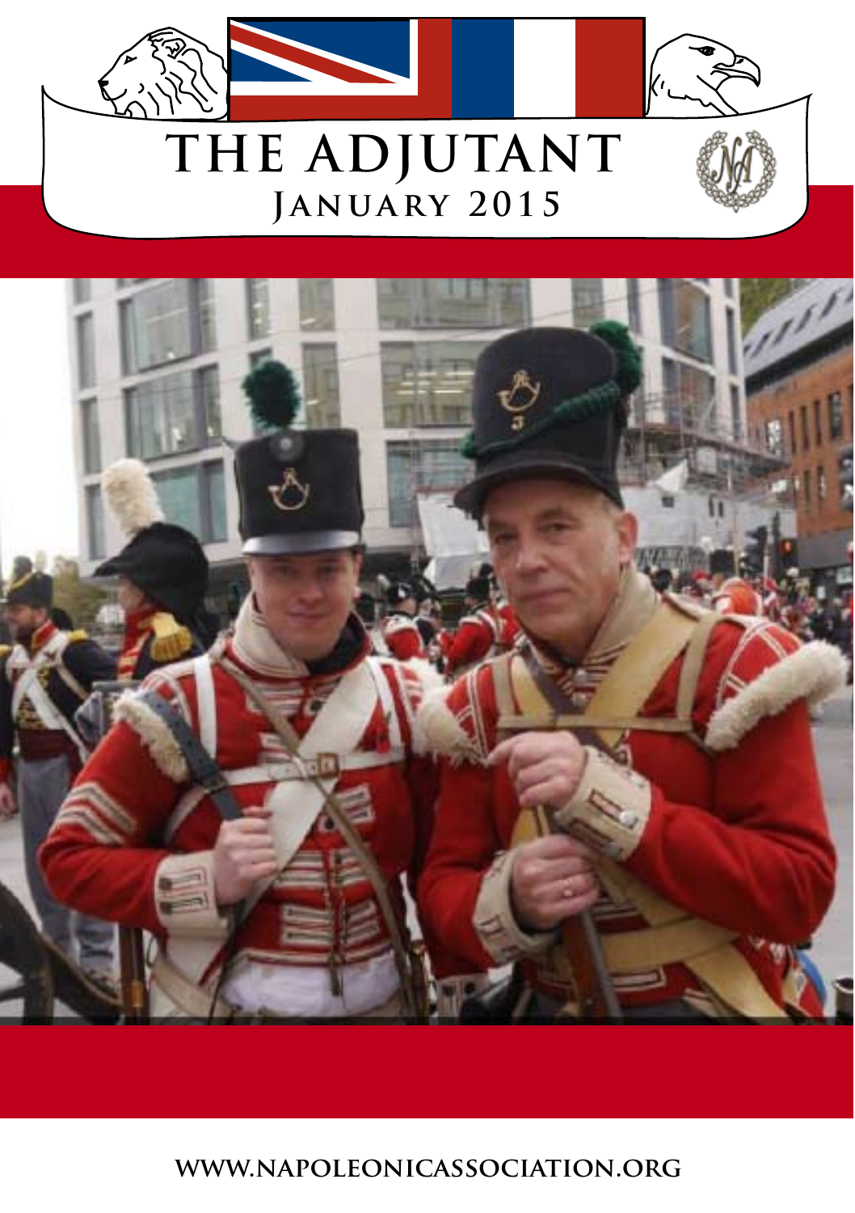# THE ADJUTANT

## January 2015

WWW.NAPOLEONICASSOCIATION.ORG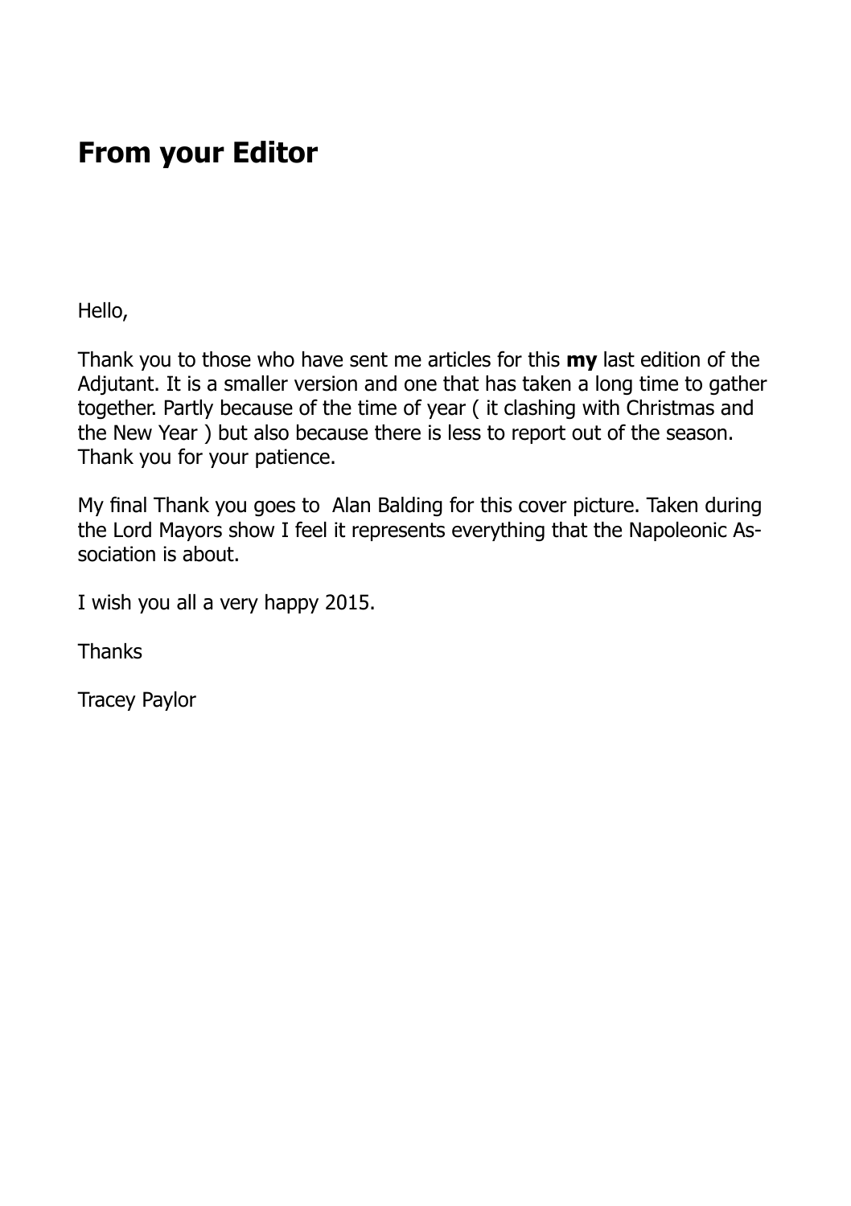## From your Editor

Hello,

Thank you to those who have sent me articles for this **my** last edition of the Adjutant. It is a smaller version and one that has taken a long time to gather together. Partly because of the time of year ( it clashing with Christmas and the New Year ) but also because there is less to report out of the season. Thank you for your patience.

My final Thank you goes to Alan Balding for this cover picture. Taken during the Lord Mayors show I feel it represents everything that the Napoleonic Association is about.

I wish you all a very happy 2015.

Thanks

Tracey Paylor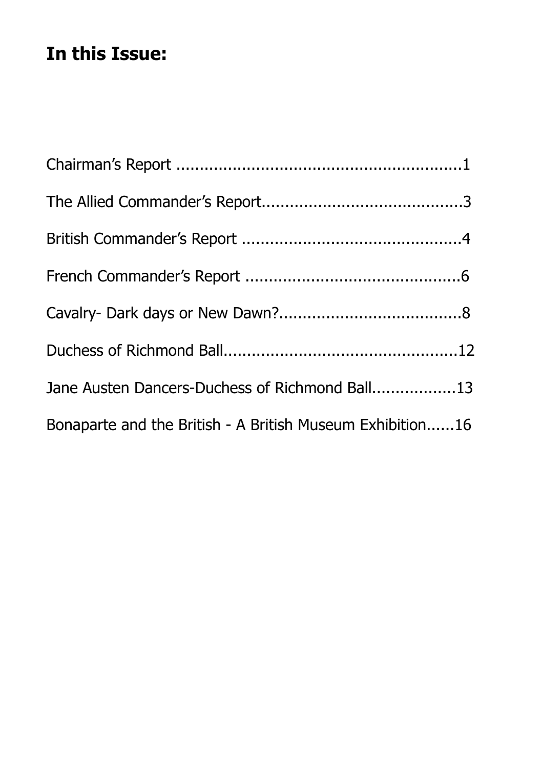## In this Issue:

Chairman's Report ............................................................1

The Allied Commander's Report..........................................3

British Commander's Report ..............................................4

French Commander's Report .............................................6

Cavalry- Dark days or New Dawn?.......................................8

Duchess of Richmond Ball..................................................12

Jane Austen Dancers-Duchess of Richmond Ball.................13

Bonaparte and the British - A British Museum Exhibition......16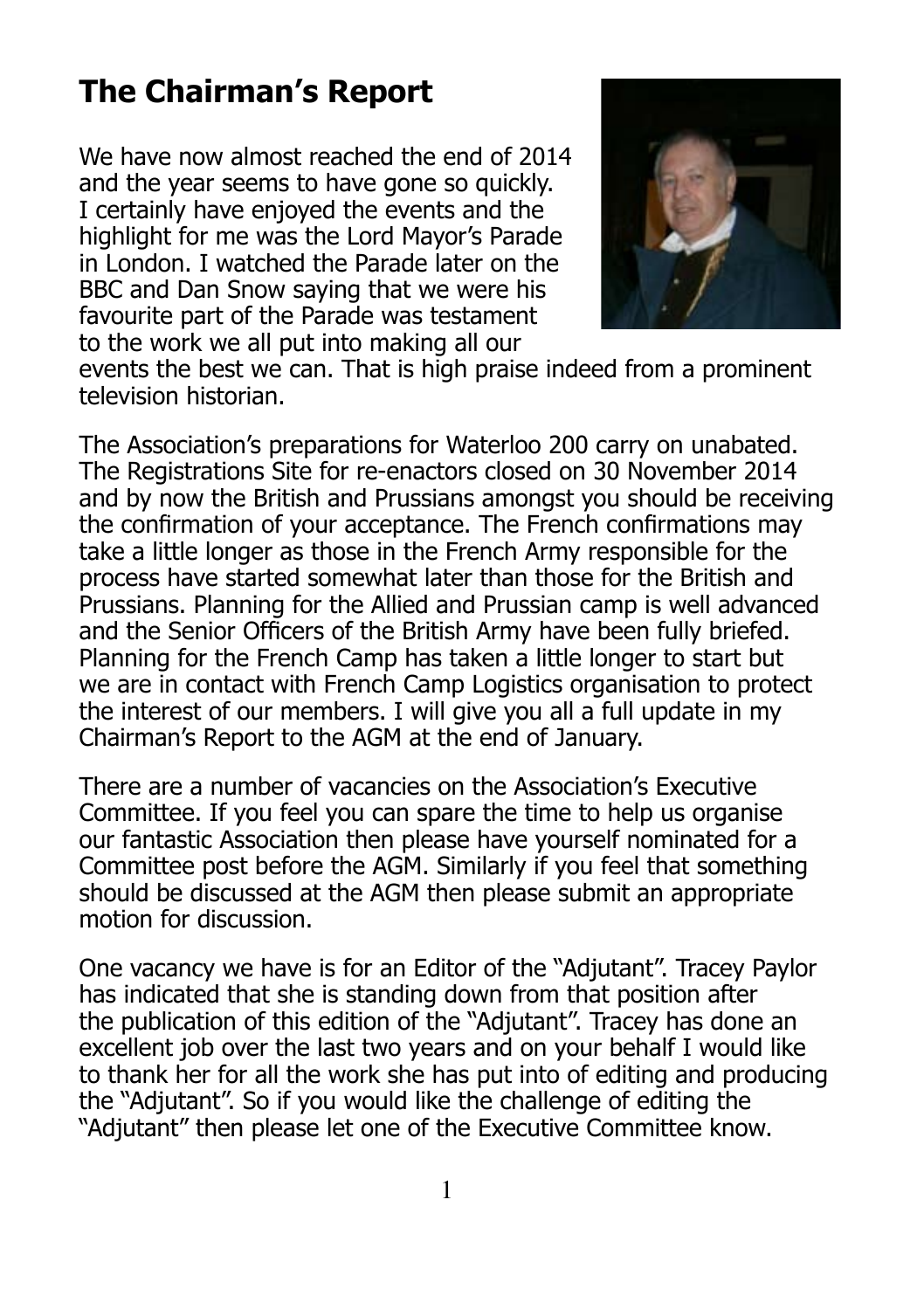# The Chairman's Report

We have now almost reached the end of 2014 and the year seems to have gone so quickly. I certainly have enjoyed the events and the highlight for me was the Lord Mayor's Parade in London. I watched the Parade later on the BBC and Dan Snow saying that we were his favourite part of the Parade was testament to the work we all put into making all our events the best we can. That is high praise indeed from a prominent television historian.

The Association's preparations for Waterloo 200 carry on unabated. The Registrations Site for re-enactors closed on 30 November 2014 and by now the British and Prussians amongst you should be receiving the confirmation of your acceptance. The French confirmations may take a little longer as those in the French Army responsible for the process have started somewhat later than those for the British and Prussians. Planning for the Allied and Prussian camp is well advanced and the Senior Officers of the British Army have been fully briefed. Planning for the French Camp has taken a little longer to start but we are in contact with French Camp Logistics organisation to protect the interest of our members. I will give you all a full update in my Chairman's Report to the AGM at the end of January.

There are a number of vacancies on the Association's Executive Committee. If you feel you can spare the time to help us organise our fantastic Association then please have yourself nominated for a Committee post before the AGM. Similarly if you feel that something should be discussed at the AGM then please submit an appropriate motion for discussion.

One vacancy we have is for an Editor of the "Adjutant". Tracey Paylor has indicated that she is standing down from that position after the publication of this edition of the "Adjutant". Tracey has done an excellent job over the last two years and on your behalf I would like to thank her for all the work she has put into of editing and producing the "Adjutant". So if you would like the challenge of editing the "Adjutant" then please let one of the Executive Committee know.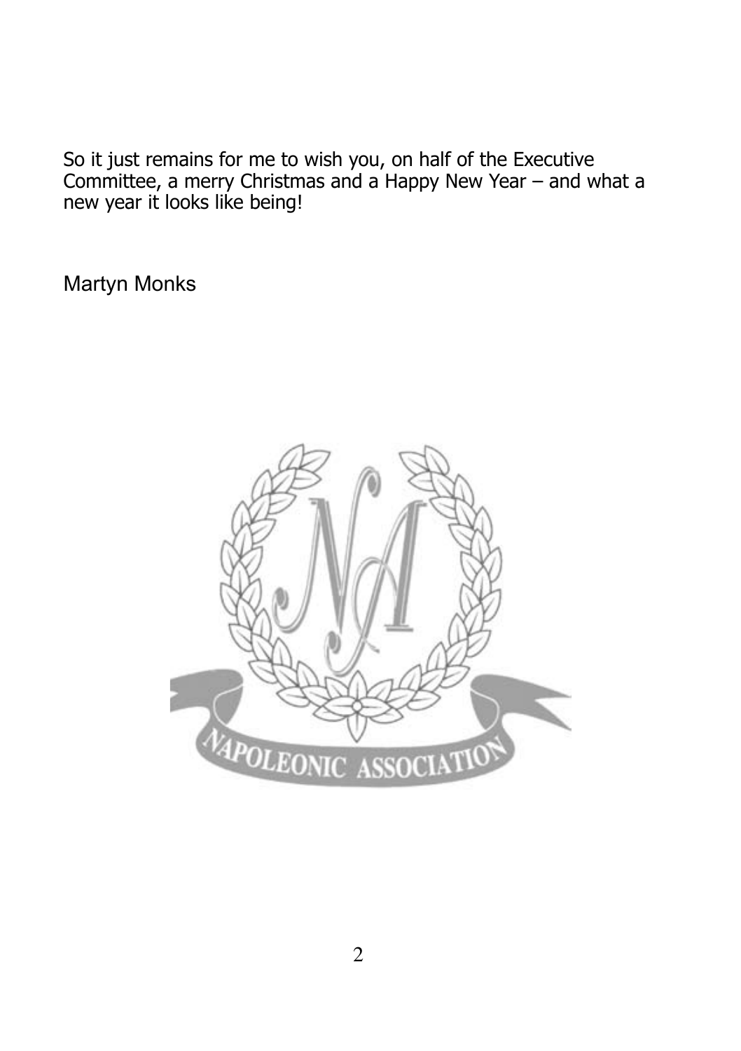So it just remains for me to wish you, on half of the Executive Committee, a merry Christmas and a Happy New Year – and what a new year it looks like being!

Martyn Monks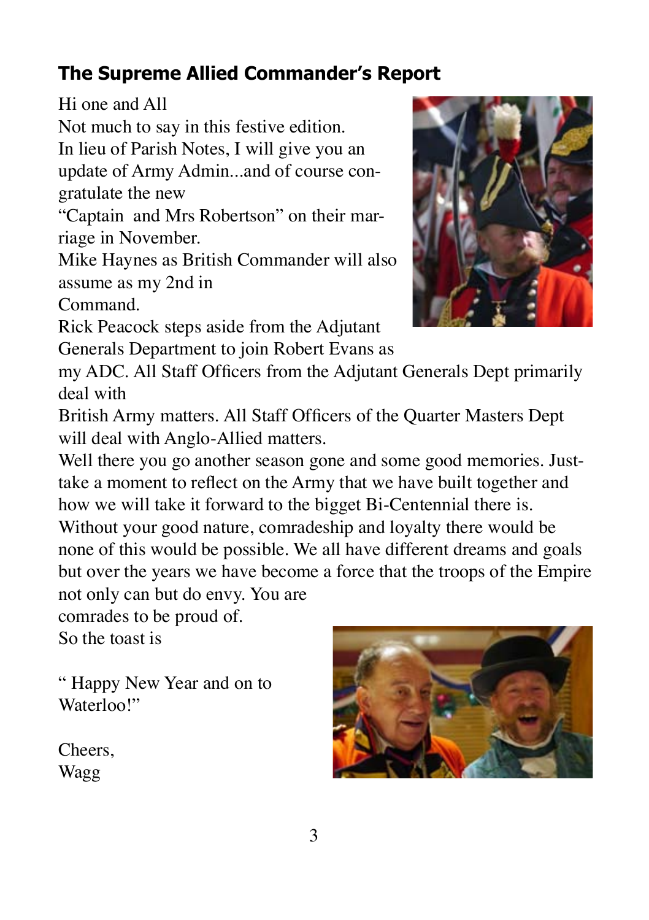## The Supreme Allied Commander's Report

Hi one and All

Not much to say in this festive edition.

In lieu of Parish Notes, I will give you an update of Army Admin...and of course congratulate the new "Captain and Mrs Robertson" on their marriage in November.

Mike Haynes as British Commander will also assume as my 2nd in Command.

Rick Peacock steps aside from the Adjutant Generals Department to join Robert Evans as my ADC. All Staff Officers from the Adjutant Generals Dept primarily deal with British Army matters. All Staff Officers of the Quarter Masters Dept will deal with Anglo-Allied matters.

Well there you go another season gone and some good memories. Just take a moment to reflect on the Army that we have built together and how we will take it forward to the bigget Bi-Centennial there is.

Without your good nature, comradeship and loyalty there would be none of this would be possible. We all have different dreams and goals but over the years we have become a force that the troops of the Empire not only can but do envy. You are comrades to be proud of.

So the toast is

" Happy New Year and on to Waterloo!"

Cheers,
Wagg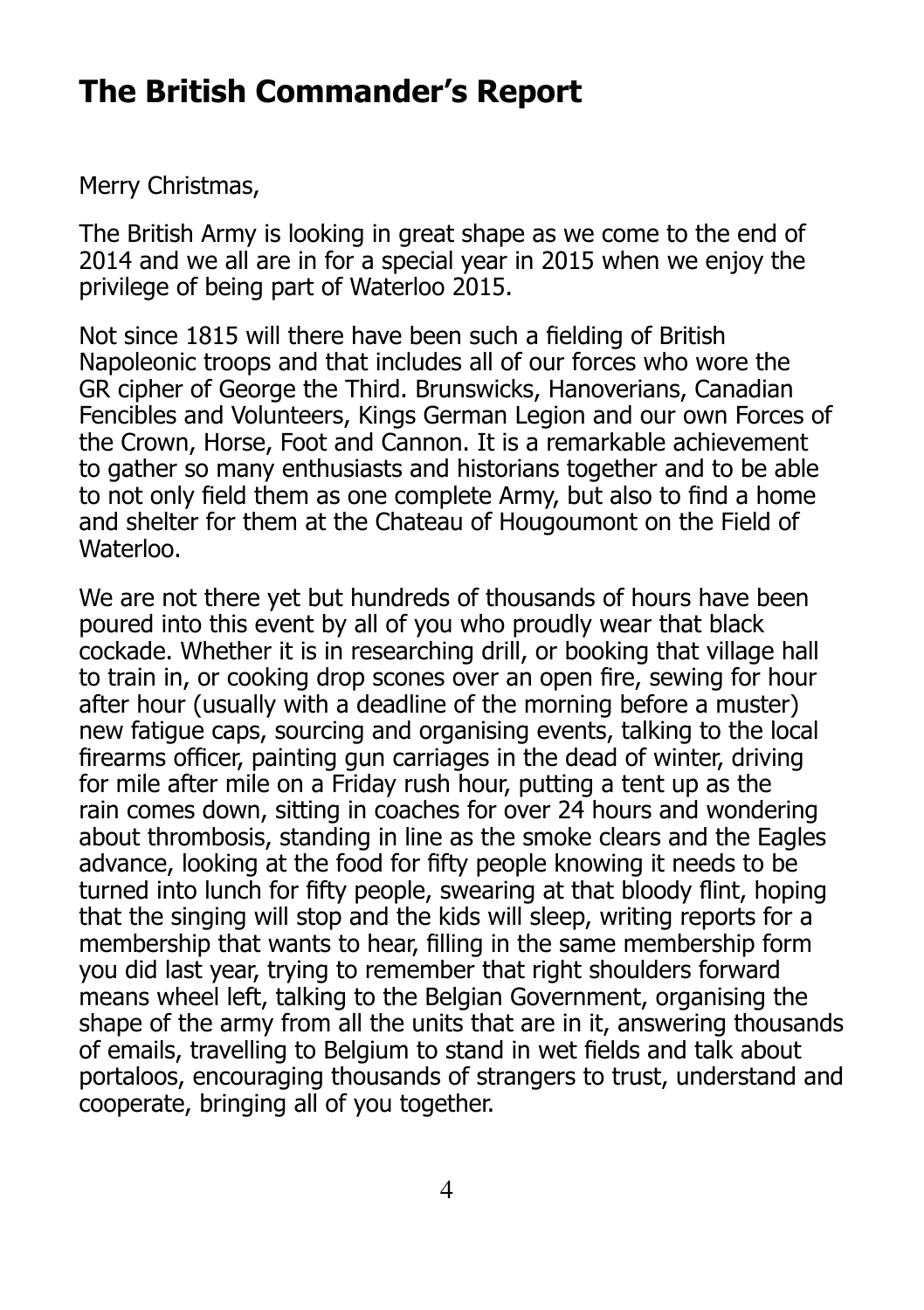# The British Commander's Report

Merry Christmas,

The British Army is looking in great shape as we come to the end of 2014 and we all are in for a special year in 2015 when we enjoy the privilege of being part of Waterloo 2015.

Not since 1815 will there have been such a fielding of British Napoleonic troops and that includes all of our forces who wore the GR cipher of George the Third. Brunswicks, Hanoverians, Canadian Fencibles and Volunteers, Kings German Legion and our own Forces of the Crown, Horse, Foot and Cannon. It is a remarkable achievement to gather so many enthusiasts and historians together and to be able to not only field them as one complete Army, but also to find a home and shelter for them at the Chateau of Hougoumont on the Field of Waterloo.

We are not there yet but hundreds of thousands of hours have been poured into this event by all of you who proudly wear that black cockade. Whether it is in researching drill, or booking that village hall to train in, or cooking drop scones over an open fire, sewing for hour after hour (usually with a deadline of the morning before a muster) new fatigue caps, sourcing and organising events, talking to the local firearms officer, painting gun carriages in the dead of winter, driving for mile after mile on a Friday rush hour, putting a tent up as the rain comes down, sitting in coaches for over 24 hours and wondering about thrombosis, standing in line as the smoke clears and the Eagles advance, looking at the food for fifty people knowing it needs to be turned into lunch for fifty people, swearing at that bloody flint, hoping that the singing will stop and the kids will sleep, writing reports for a membership that wants to hear, filling in the same membership form you did last year, trying to remember that right shoulders forward means wheel left, talking to the Belgian Government, organising the shape of the army from all the units that are in it, answering thousands of emails, travelling to Belgium to stand in wet fields and talk about portaloos, encouraging thousands of strangers to trust, understand and cooperate, bringing all of you together.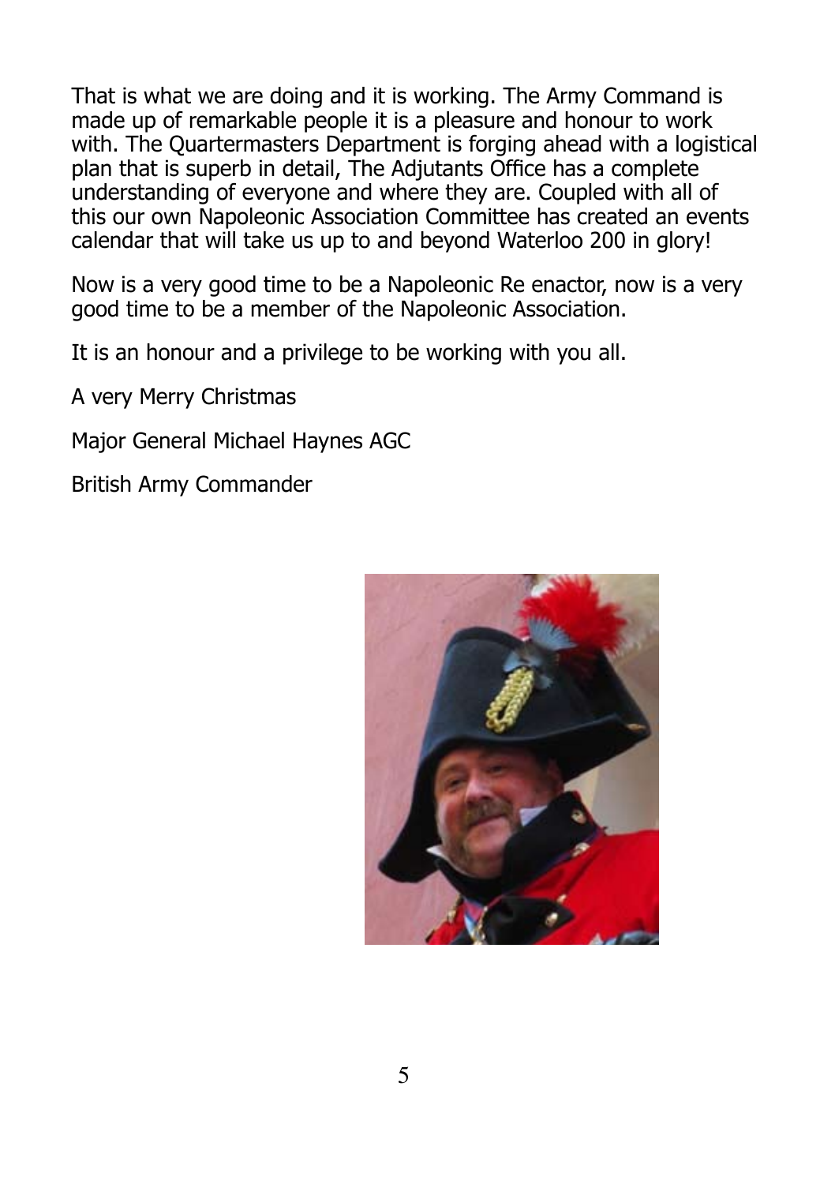That is what we are doing and it is working. The Army Command is made up of remarkable people it is a pleasure and honour to work with. The Quartermasters Department is forging ahead with a logistical plan that is superb in detail, The Adjutants Office has a complete understanding of everyone and where they are. Coupled with all of this our own Napoleonic Association Committee has created an events calendar that will take us up to and beyond Waterloo 200 in glory!

Now is a very good time to be a Napoleonic Re enactor, now is a very good time to be a member of the Napoleonic Association.

It is an honour and a privilege to be working with you all.

A very Merry Christmas

Major General Michael Haynes AGC

British Army Commander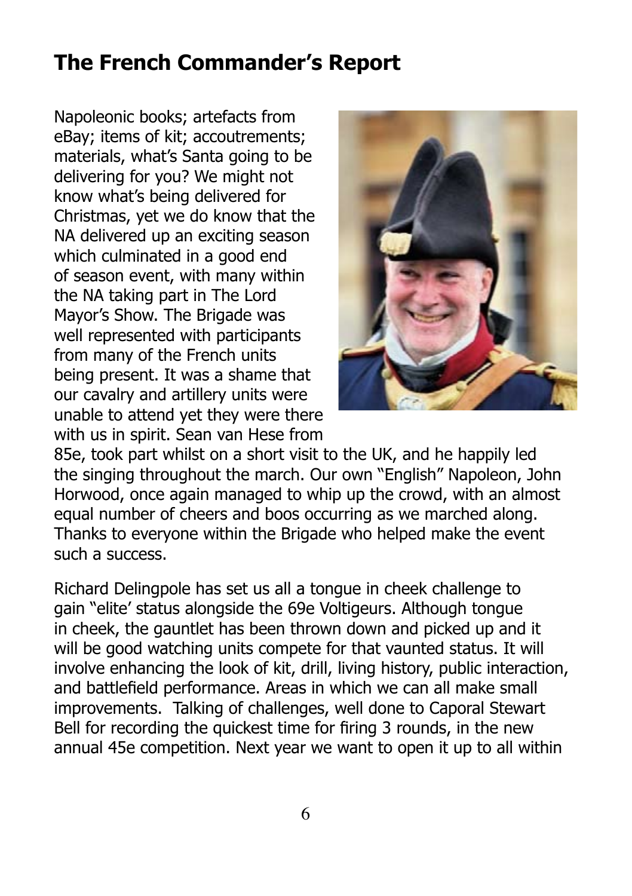## The French Commander's Report

Napoleonic books; artefacts from eBay; items of kit; accoutrements; materials, what's Santa going to be delivering for you? We might not know what's being delivered for Christmas, yet we do know that the NA delivered up an exciting season which culminated in a good end of season event, with many within the NA taking part in The Lord Mayor's Show. The Brigade was well represented with participants from many of the French units being present. It was a shame that our cavalry and artillery units were unable to attend yet they were there with us in spirit. Sean van Hese from 85e, took part whilst on a short visit to the UK, and he happily led the singing throughout the march. Our own "English" Napoleon, John Horwood, once again managed to whip up the crowd, with an almost equal number of cheers and boos occurring as we marched along. Thanks to everyone within the Brigade who helped make the event such a success.

Richard Delingpole has set us all a tongue in cheek challenge to gain "elite' status alongside the 69e Voltigeurs. Although tongue in cheek, the gauntlet has been thrown down and picked up and it will be good watching units compete for that vaunted status. It will involve enhancing the look of kit, drill, living history, public interaction, and battlefield performance. Areas in which we can all make small improvements. Talking of challenges, well done to Caporal Stewart Bell for recording the quickest time for firing 3 rounds, in the new annual 45e competition. Next year we want to open it up to all within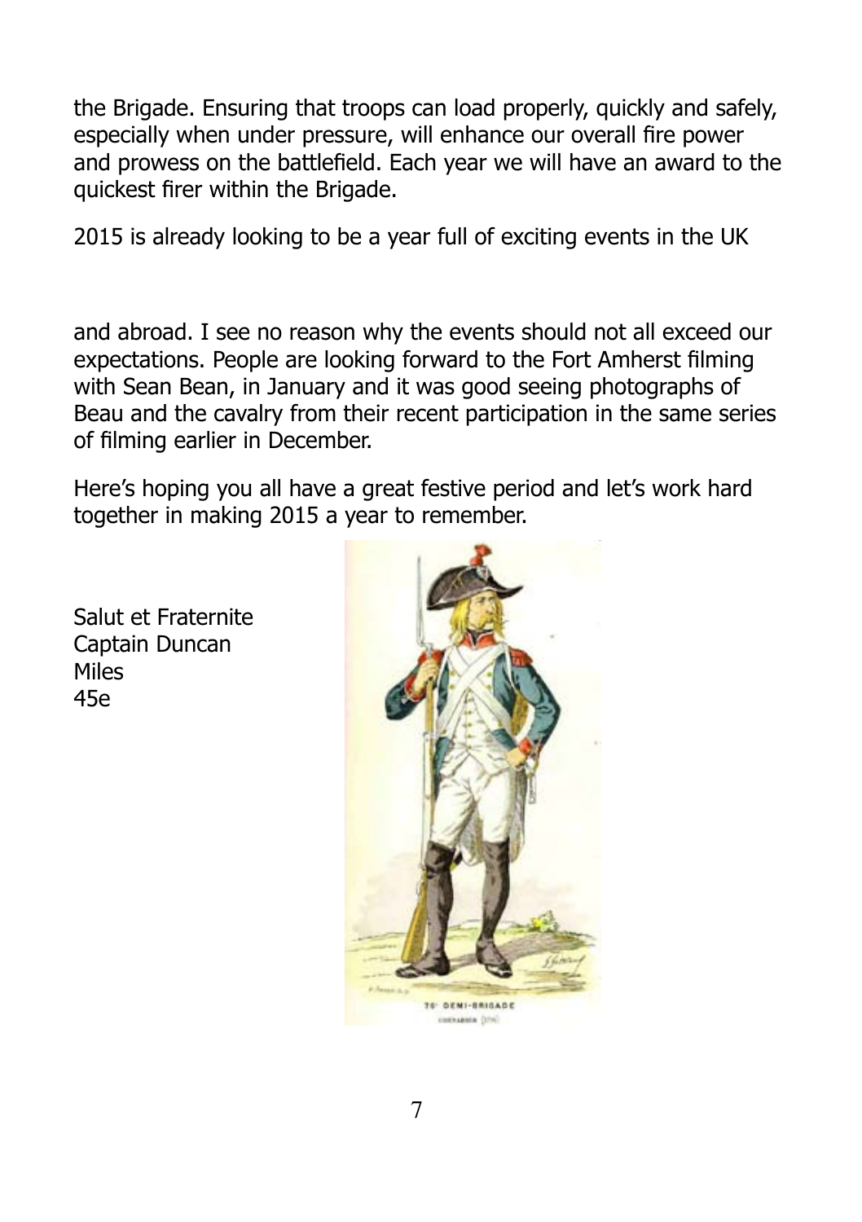the Brigade. Ensuring that troops can load properly, quickly and safely, especially when under pressure, will enhance our overall fire power and prowess on the battlefield. Each year we will have an award to the quickest firer within the Brigade.

2015 is already looking to be a year full of exciting events in the UK

and abroad. I see no reason why the events should not all exceed our expectations. People are looking forward to the Fort Amherst filming with Sean Bean, in January and it was good seeing photographs of Beau and the cavalry from their recent participation in the same series of filming earlier in December.

Here's hoping you all have a great festive period and let's work hard together in making 2015 a year to remember.

Salut et Fraternite
Captain Duncan
Miles
45e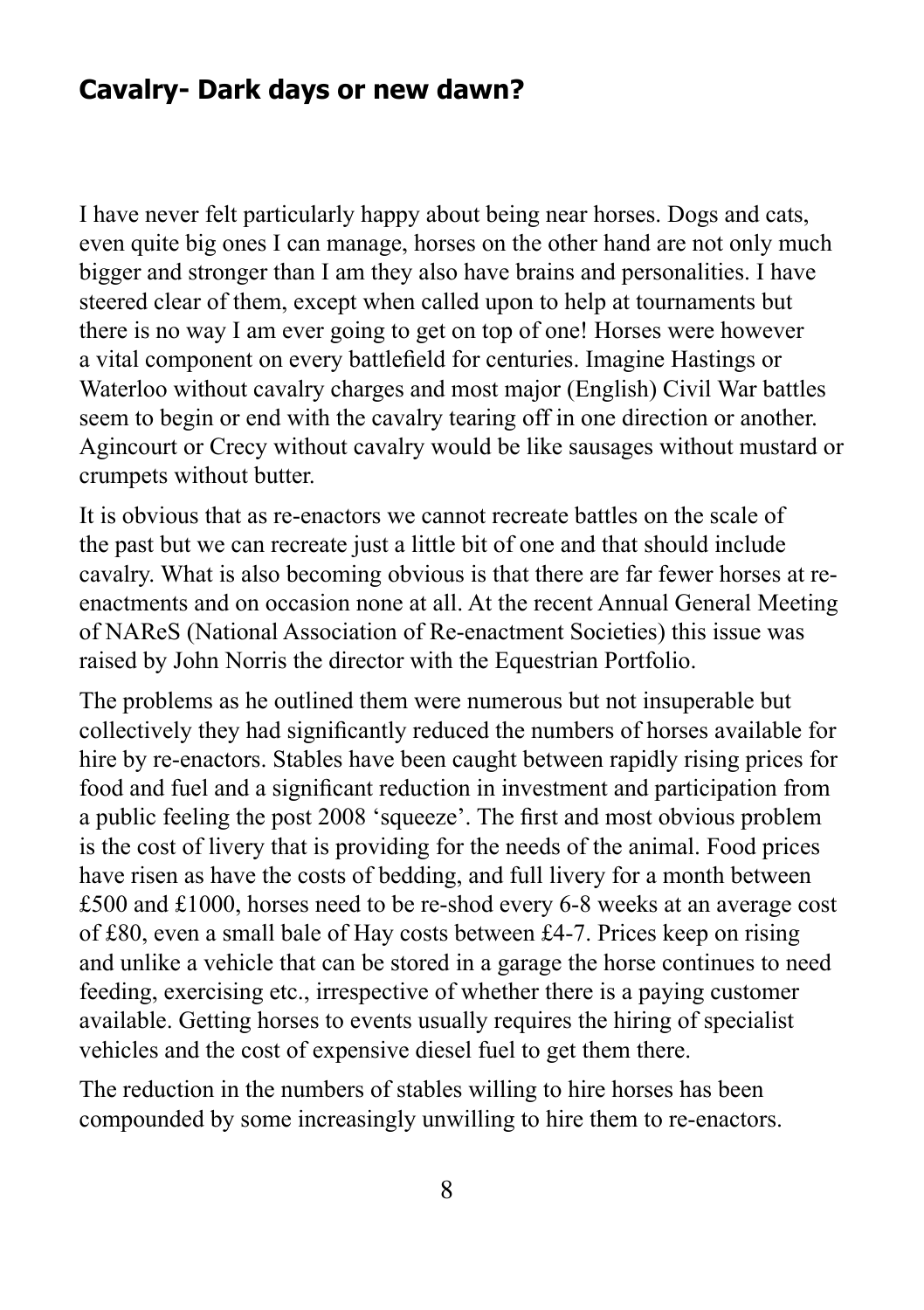## Cavalry- Dark days or new dawn?

I have never felt particularly happy about being near horses. Dogs and cats, even quite big ones I can manage, horses on the other hand are not only much bigger and stronger than I am they also have brains and personalities. I have steered clear of them, except when called upon to help at tournaments but there is no way I am ever going to get on top of one! Horses were however a vital component on every battlefield for centuries. Imagine Hastings or Waterloo without cavalry charges and most major (English) Civil War battles seem to begin or end with the cavalry tearing off in one direction or another. Agincourt or Crecy without cavalry would be like sausages without mustard or crumpets without butter.

It is obvious that as re-enactors we cannot recreate battles on the scale of the past but we can recreate just a little bit of one and that should include cavalry. What is also becoming obvious is that there are far fewer horses at re-enactments and on occasion none at all. At the recent Annual General Meeting of NAReS (National Association of Re-enactment Societies) this issue was raised by John Norris the director with the Equestrian Portfolio.

The problems as he outlined them were numerous but not insuperable but collectively they had significantly reduced the numbers of horses available for hire by re-enactors. Stables have been caught between rapidly rising prices for food and fuel and a significant reduction in investment and participation from a public feeling the post 2008 'squeeze'. The first and most obvious problem is the cost of livery that is providing for the needs of the animal. Food prices have risen as have the costs of bedding, and full livery for a month between £500 and £1000, horses need to be re-shod every 6-8 weeks at an average cost of £80, even a small bale of Hay costs between £4-7. Prices keep on rising and unlike a vehicle that can be stored in a garage the horse continues to need feeding, exercising etc., irrespective of whether there is a paying customer available. Getting horses to events usually requires the hiring of specialist vehicles and the cost of expensive diesel fuel to get them there.

The reduction in the numbers of stables willing to hire horses has been compounded by some increasingly unwilling to hire them to re-enactors.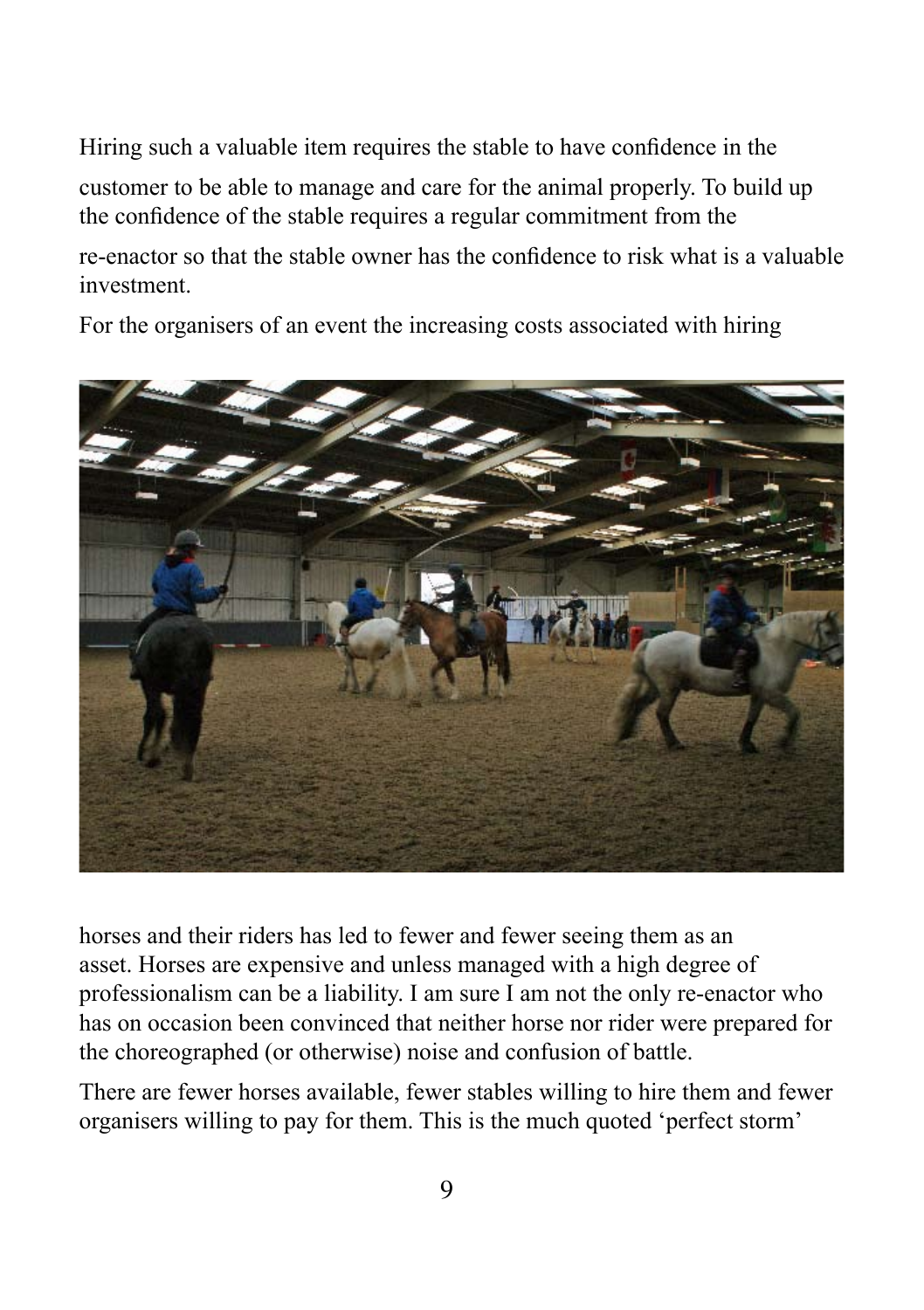Hiring such a valuable item requires the stable to have confidence in the customer to be able to manage and care for the animal properly. To build up the confidence of the stable requires a regular commitment from the re-enactor so that the stable owner has the confidence to risk what is a valuable investment.

For the organisers of an event the increasing costs associated with hiring horses and their riders has led to fewer and fewer seeing them as an asset. Horses are expensive and unless managed with a high degree of professionalism can be a liability. I am sure I am not the only re-enactor who has on occasion been convinced that neither horse nor rider were prepared for the choreographed (or otherwise) noise and confusion of battle.

There are fewer horses available, fewer stables willing to hire them and fewer organisers willing to pay for them. This is the much quoted 'perfect storm'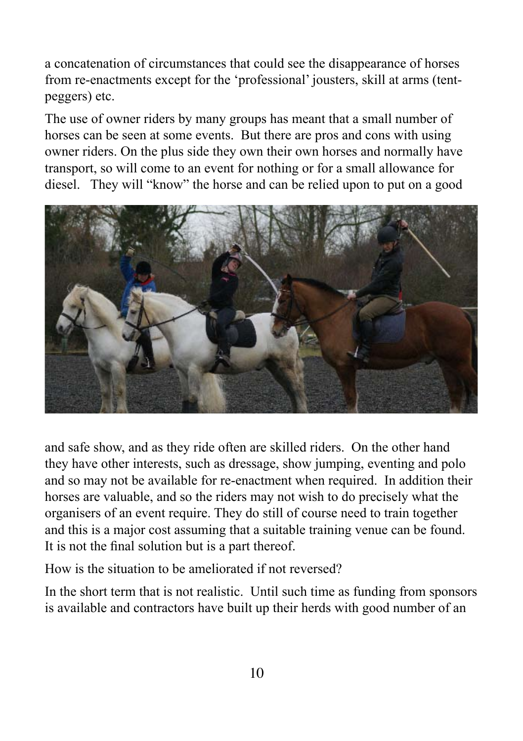a concatenation of circumstances that could see the disappearance of horses from re-enactments except for the 'professional' jousters, skill at arms (tent-peggers) etc.

The use of owner riders by many groups has meant that a small number of horses can be seen at some events. But there are pros and cons with using owner riders. On the plus side they own their own horses and normally have transport, so will come to an event for nothing or for a small allowance for diesel. They will "know" the horse and can be relied upon to put on a good and safe show, and as they ride often are skilled riders. On the other hand they have other interests, such as dressage, show jumping, eventing and polo and so may not be available for re-enactment when required. In addition their horses are valuable, and so the riders may not wish to do precisely what the organisers of an event require. They do still of course need to train together and this is a major cost assuming that a suitable training venue can be found. It is not the final solution but is a part thereof.

How is the situation to be ameliorated if not reversed?

In the short term that is not realistic. Until such time as funding from sponsors is available and contractors have built up their herds with good number of an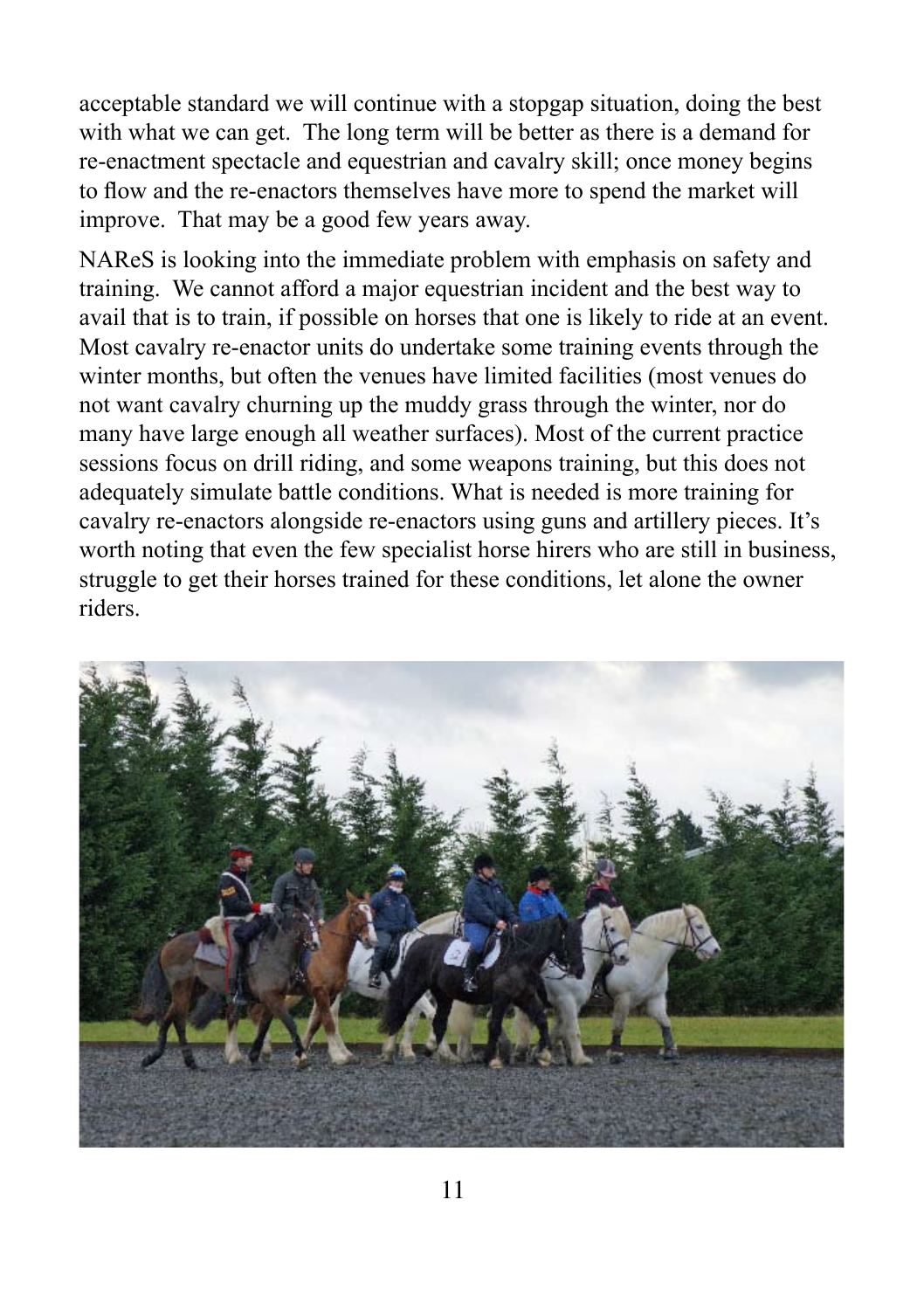acceptable standard we will continue with a stopgap situation, doing the best with what we can get. The long term will be better as there is a demand for re-enactment spectacle and equestrian and cavalry skill; once money begins to flow and the re-enactors themselves have more to spend the market will improve. That may be a good few years away.

NAReS is looking into the immediate problem with emphasis on safety and training. We cannot afford a major equestrian incident and the best way to avail that is to train, if possible on horses that one is likely to ride at an event. Most cavalry re-enactor units do undertake some training events through the winter months, but often the venues have limited facilities (most venues do not want cavalry churning up the muddy grass through the winter, nor do many have large enough all weather surfaces). Most of the current practice sessions focus on drill riding, and some weapons training, but this does not adequately simulate battle conditions. What is needed is more training for cavalry re-enactors alongside re-enactors using guns and artillery pieces. It's worth noting that even the few specialist horse hirers who are still in business, struggle to get their horses trained for these conditions, let alone the owner riders.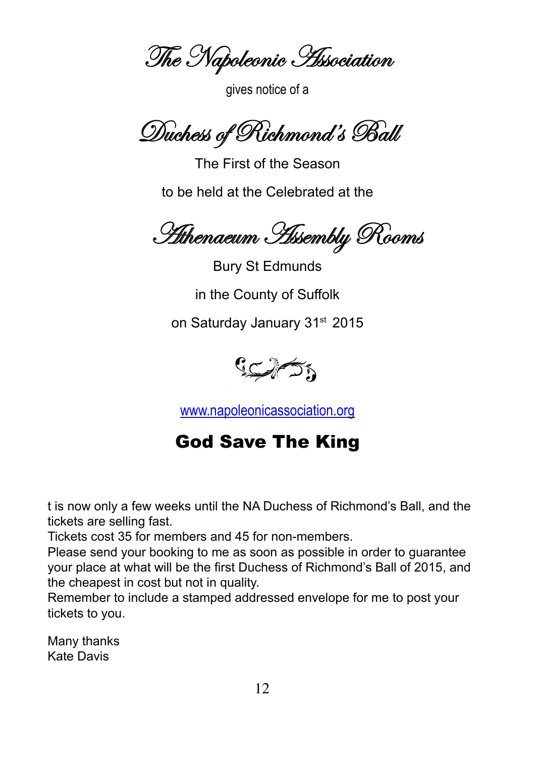# The Napoleonic Association

gives notice of a

# Duchess of Richmond's Ball

The First of the Season

to be held at the Celebrated at the

## Athenaeum Assembly Rooms

Bury St Edmunds

in the County of Suffolk

on Saturday January 31st 2015

www.napoleonicassociation.org

## God Save The King

t is now only a few weeks until the NA Duchess of Richmond's Ball, and the tickets are selling fast.
Tickets cost 35 for members and 45 for non-members.
Please send your booking to me as soon as possible in order to guarantee your place at what will be the first Duchess of Richmond's Ball of 2015, and the cheapest in cost but not in quality.
Remember to include a stamped addressed envelope for me to post your tickets to you.

Many thanks
Kate Davis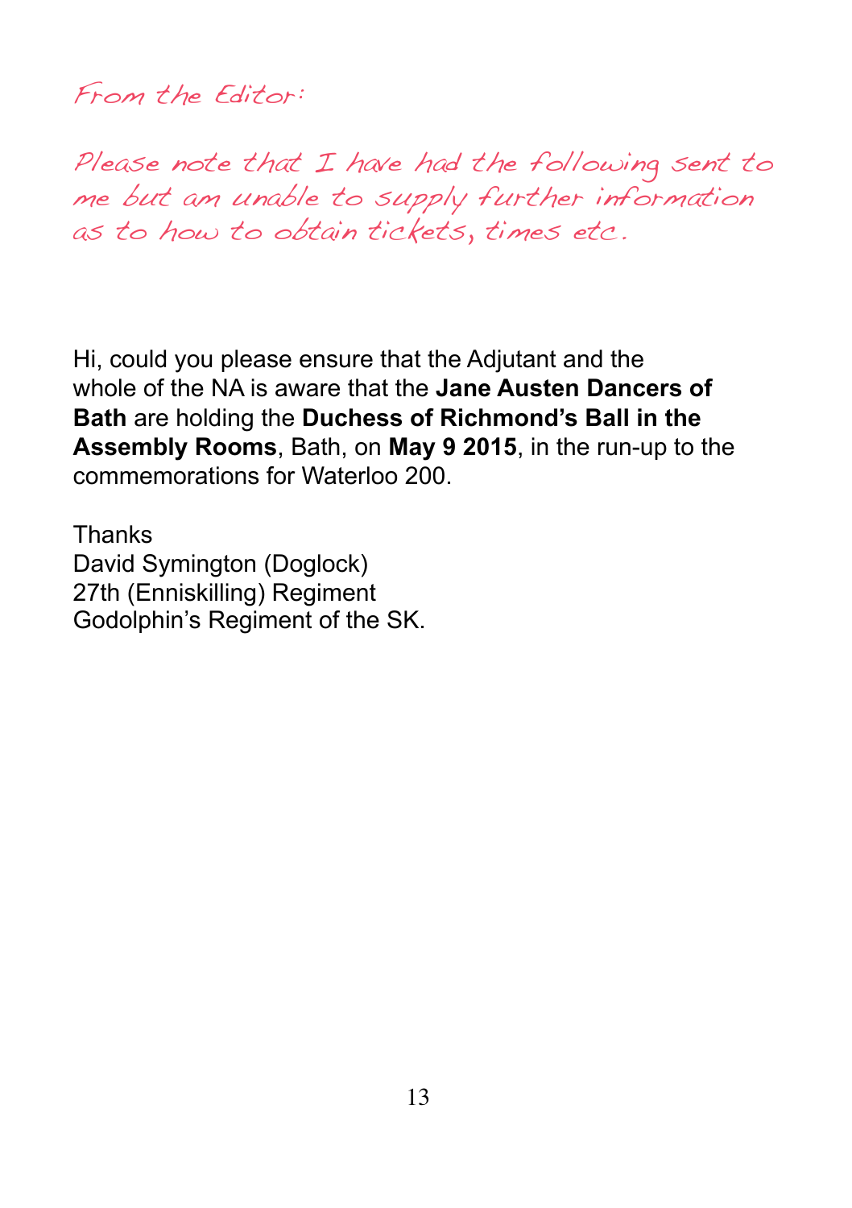*From the Editor:*

*Please note that I have had the following sent to me but am unable to supply further information as to how to obtain tickets, times etc.*

Hi, could you please ensure that the Adjutant and the whole of the NA is aware that the **Jane Austen Dancers of Bath** are holding the **Duchess of Richmond's Ball in the Assembly Rooms**, Bath, on **May 9 2015**, in the run-up to the commemorations for Waterloo 200.

Thanks
David Symington (Doglock)
27th (Enniskilling) Regiment
Godolphin's Regiment of the SK.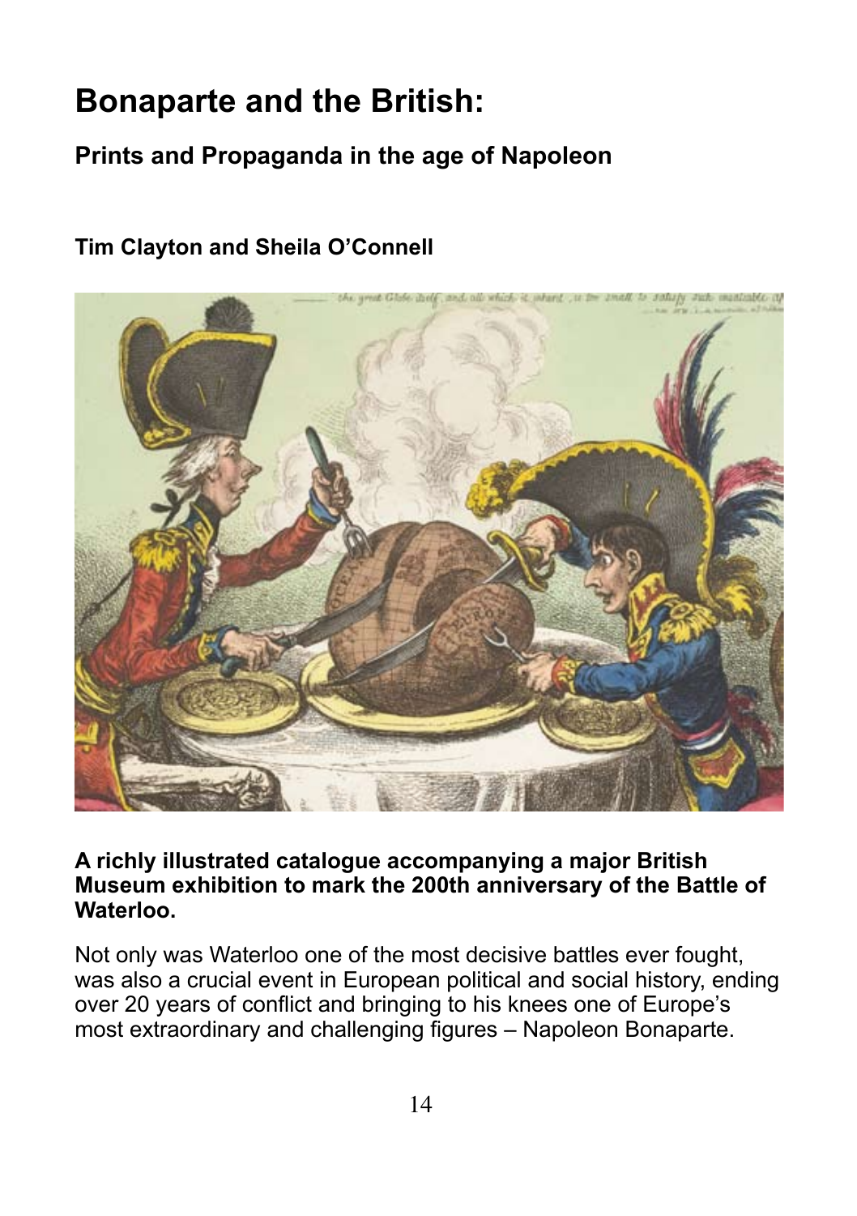# Bonaparte and the British:

## Prints and Propaganda in the age of Napoleon

### Tim Clayton and Sheila O'Connell

**A richly illustrated catalogue accompanying a major British Museum exhibition to mark the 200th anniversary of the Battle of Waterloo.**

Not only was Waterloo one of the most decisive battles ever fought, was also a crucial event in European political and social history, ending over 20 years of conflict and bringing to his knees one of Europe's most extraordinary and challenging figures – Napoleon Bonaparte.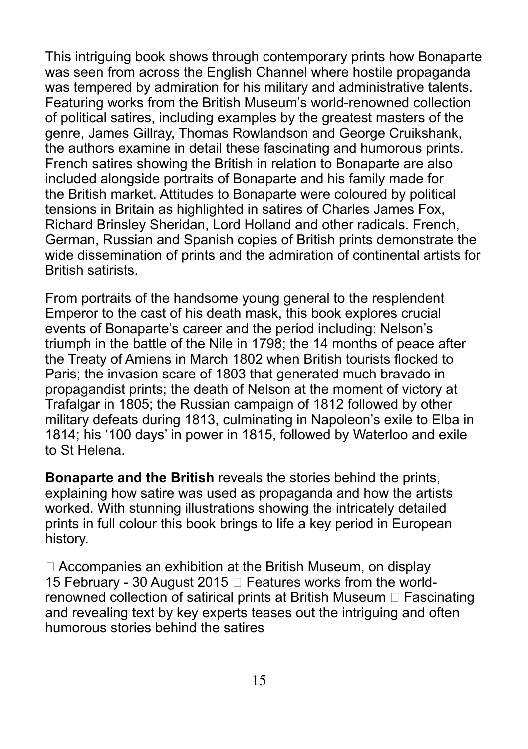This intriguing book shows through contemporary prints how Bonaparte was seen from across the English Channel where hostile propaganda was tempered by admiration for his military and administrative talents. Featuring works from the British Museum's world-renowned collection of political satires, including examples by the greatest masters of the genre, James Gillray, Thomas Rowlandson and George Cruikshank, the authors examine in detail these fascinating and humorous prints. French satires showing the British in relation to Bonaparte are also included alongside portraits of Bonaparte and his family made for the British market. Attitudes to Bonaparte were coloured by political tensions in Britain as highlighted in satires of Charles James Fox, Richard Brinsley Sheridan, Lord Holland and other radicals. French, German, Russian and Spanish copies of British prints demonstrate the wide dissemination of prints and the admiration of continental artists for British satirists.

From portraits of the handsome young general to the resplendent Emperor to the cast of his death mask, this book explores crucial events of Bonaparte's career and the period including: Nelson's triumph in the battle of the Nile in 1798; the 14 months of peace after the Treaty of Amiens in March 1802 when British tourists flocked to Paris; the invasion scare of 1803 that generated much bravado in propagandist prints; the death of Nelson at the moment of victory at Trafalgar in 1805; the Russian campaign of 1812 followed by other military defeats during 1813, culminating in Napoleon's exile to Elba in 1814; his '100 days' in power in 1815, followed by Waterloo and exile to St Helena.

**Bonaparte and the British** reveals the stories behind the prints, explaining how satire was used as propaganda and how the artists worked. With stunning illustrations showing the intricately detailed prints in full colour this book brings to life a key period in European history.

 Accompanies an exhibition at the British Museum, on display 15 February - 30 August 2015  Features works from the world-renowned collection of satirical prints at British Museum  Fascinating and revealing text by key experts teases out the intriguing and often humorous stories behind the satires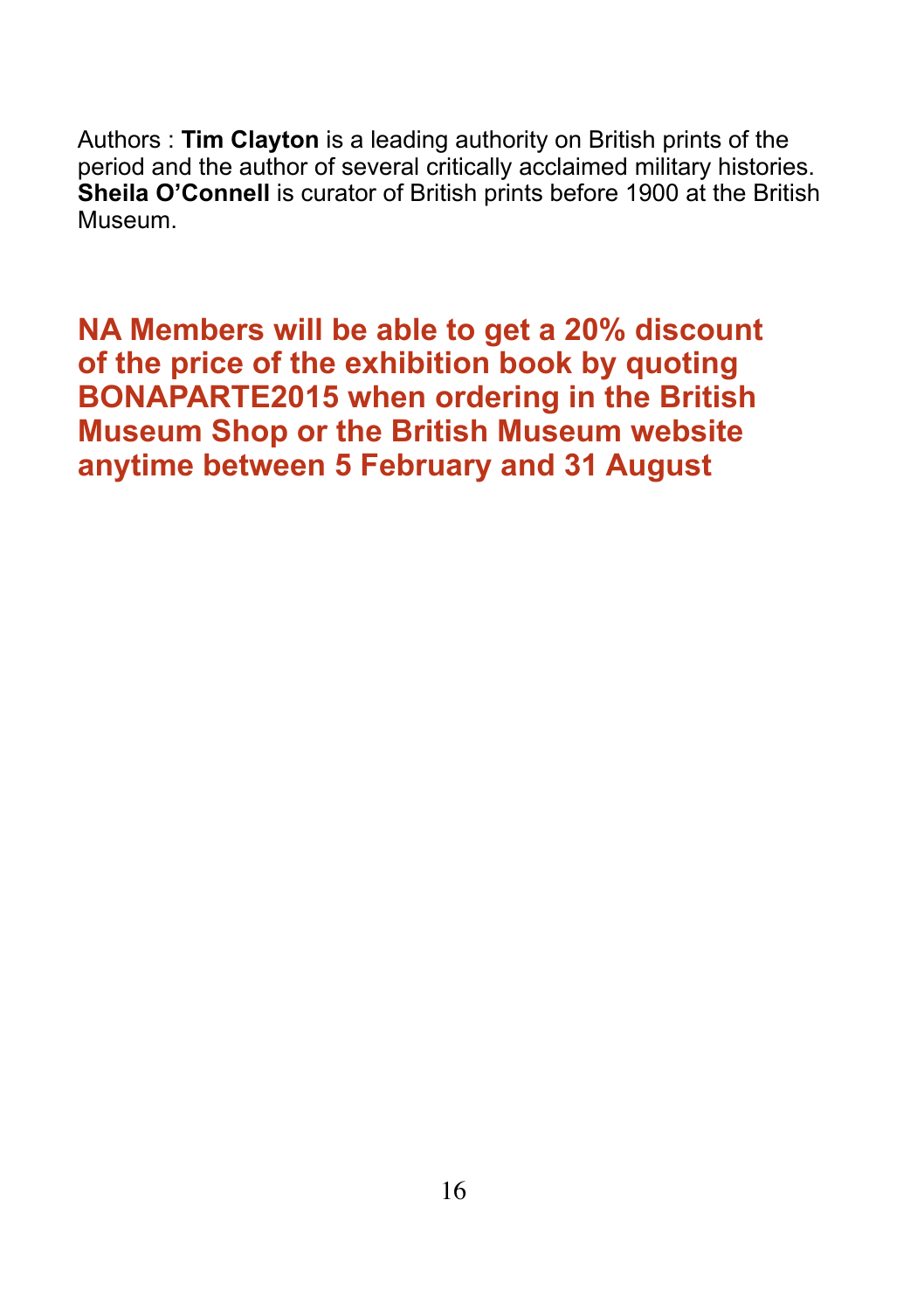Authors : **Tim Clayton** is a leading authority on British prints of the period and the author of several critically acclaimed military histories. **Sheila O'Connell** is curator of British prints before 1900 at the British Museum.

**NA Members will be able to get a 20% discount of the price of the exhibition book by quoting BONAPARTE2015 when ordering in the British Museum Shop or the British Museum website anytime between 5 February and 31 August**